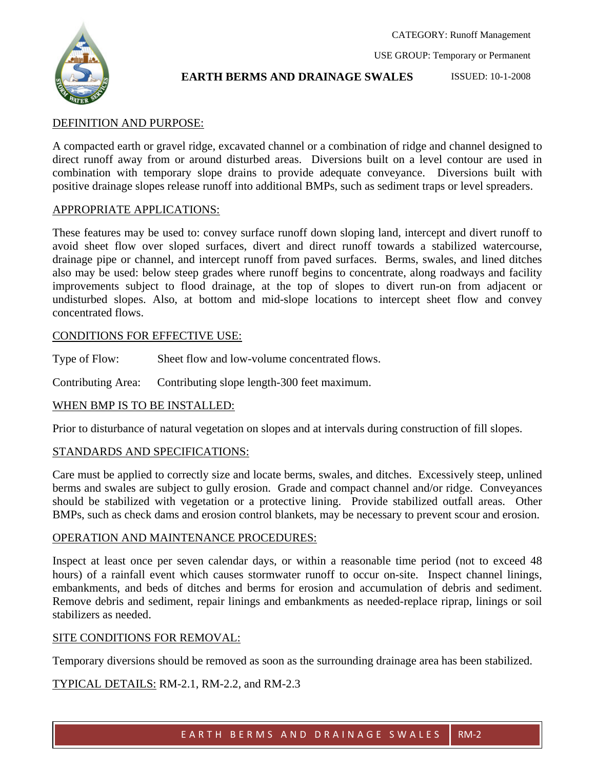CATEGORY: Runoff Management

USE GROUP: Temporary or Permanent

# EARTH BERMS AND DRAINAGE SWALES

ISSUED: 10-1-2008

## DEFINITION AND PURPOSE:

A compacted earth or gravel ridge, excavated channel or a combination of ridge and channel designed to direct runoff away from or around disturbed areas. Diversions built on a level contour are used in combination with temporary slope drains to provide adequate conveyance. Diversions built with positive drainage slopes release runoff into additional BMPs, such as sediment traps or level spreaders.

## APPROPRIATE APPLICATIONS:

These features may be used to: convey surface runoff down sloping land, intercept and divert runoff to avoid sheet flow over sloped surfaces, divert and direct runoff towards a stabilized watercourse, drainage pipe or channel, and intercept runoff from paved surfaces. Berms, swales, and lined ditches also may be used: below steep grades where runoff begins to concentrate, along roadways and facility improvements subject to flood drainage, at the top of slopes to divert run-on from adjacent or undisturbed slopes. Also, at bottom and mid-slope locations to intercept sheet flow and convey concentrated flows.

## CONDITIONS FOR EFFECTIVE USE:

Type of Flow: Sheet flow and low-volume concentrated flows.

Contributing Area: Contributing slope length-300 feet maximum.

## WHEN BMP IS TO BE INSTALLED:

Prior to disturbance of natural vegetation on slopes and at intervals during construction of fill slopes.

## STANDARDS AND SPECIFICATIONS:

Care must be applied to correctly size and locate berms, swales, and ditches. Excessively steep, unlined berms and swales are subject to gully erosion. Grade and compact channel and/or ridge. Conveyances should be stabilized with vegetation or a protective lining. Provide stabilized outfall areas. Other BMPs, such as check dams and erosion control blankets, may be necessary to prevent scour and erosion.

## OPERATION AND MAINTENANCE PROCEDURES:

Inspect at least once per seven calendar days, or within a reasonable time period (not to exceed 48 hours) of a rainfall event which causes stormwater runoff to occur on-site. Inspect channel linings, embankments, and beds of ditches and berms for erosion and accumulation of debris and sediment. Remove debris and sediment, repair linings and embankments as needed-replace riprap, linings or soil stabilizers as needed.

## SITE CONDITIONS FOR REMOVAL:

Temporary diversions should be removed as soon as the surrounding drainage area has been stabilized.

TYPICAL DETAILS: RM-2.1, RM-2.2, and RM-2.3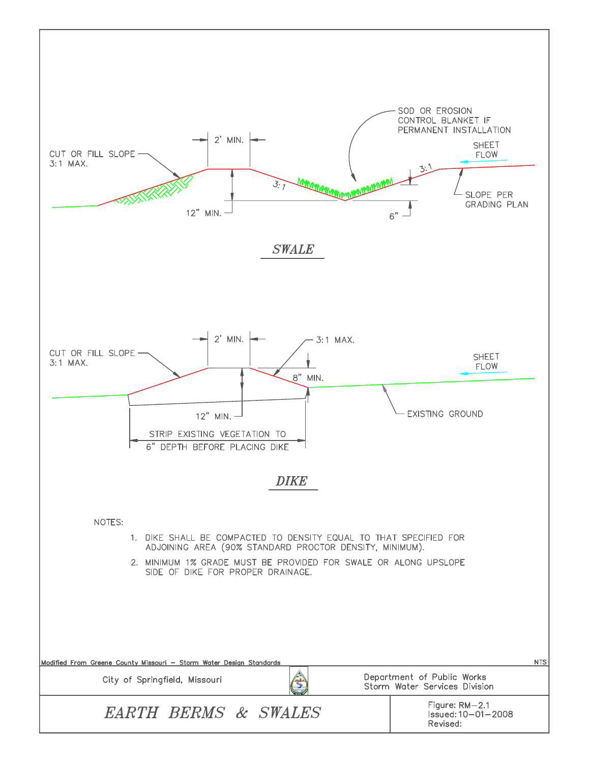CUT OR FILL SLOPE 3:1 MAX.

2' MIN.

12" MIN.

3:1

SOD OR EROSION CONTROL BLANKET IF PERMANENT INSTALLATION

3:1

6"

SHEET FLOW

SLOPE PER GRADING PLAN

## *SWALE*

CUT OR FILL SLOPE 3:1 MAX.

2' MIN.

3:1 MAX.

8" MIN.

12" MIN.

SHEET FLOW

EXISTING GROUND

STRIP EXISTING VEGETATION TO 6" DEPTH BEFORE PLACING DIKE

## *DIKE*

NOTES:

1. DIKE SHALL BE COMPACTED TO DENSITY EQUAL TO THAT SPECIFIED FOR ADJOINING AREA (90% STANDARD PROCTOR DENSITY, MINIMUM).
2. MINIMUM 1% GRADE MUST BE PROVIDED FOR SWALE OR ALONG UPSLOPE SIDE OF DIKE FOR PROPER DRAINAGE.

Modified From Greene County Missouri – Storm Water Design Standards

NTS

City of Springfield, Missouri

Department of Public Works
Storm Water Services Division

# *EARTH BERMS & SWALES*

Figure: RM–2.1
Issued: 10–01–2008
Revised: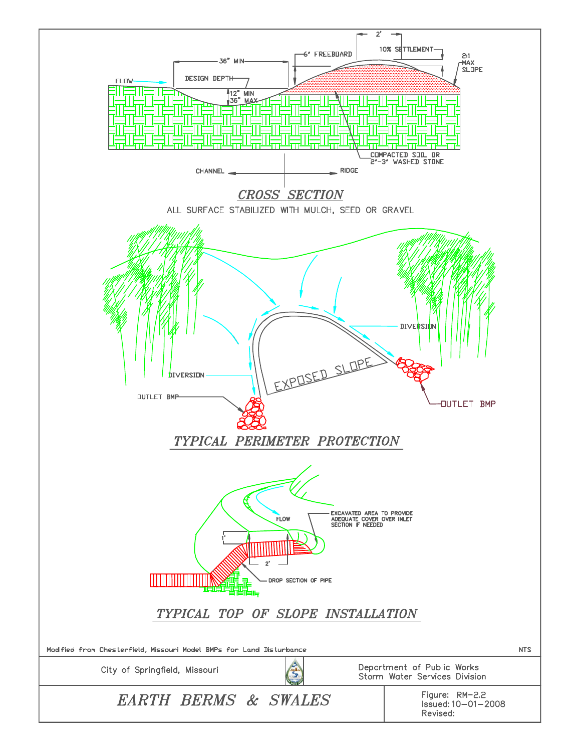## CROSS SECTION

FLOW

36" MIN

DESIGN DEPTH

12" MIN
36" MAX

6" FREEBOARD

2'

10% SETTLEMENT

2:1 MAX SLOPE

COMPACTED SOIL OR 2"-3" WASHED STONE

CHANNEL ← → RIDGE

ALL SURFACE STABILIZED WITH MULCH, SEED OR GRAVEL

## TYPICAL PERIMETER PROTECTION

DIVERSION

EXPOSED SLOPE

DIVERSION

OUTLET BMP

OUTLET BMP

## TYPICAL TOP OF SLOPE INSTALLATION

FLOW

EXCAVATED AREA TO PROVIDE ADEQUATE COVER OVER INLET SECTION IF NEEDED

1'

2'

DROP SECTION OF PIPE

Modified from Chesterfield, Missouri Model BMPs for Land Disturbance

NTS

City of Springfield, Missouri

Department of Public Works
Storm Water Services Division

# EARTH BERMS & SWALES

Figure: RM-2.2
Issued: 10-01-2008
Revised: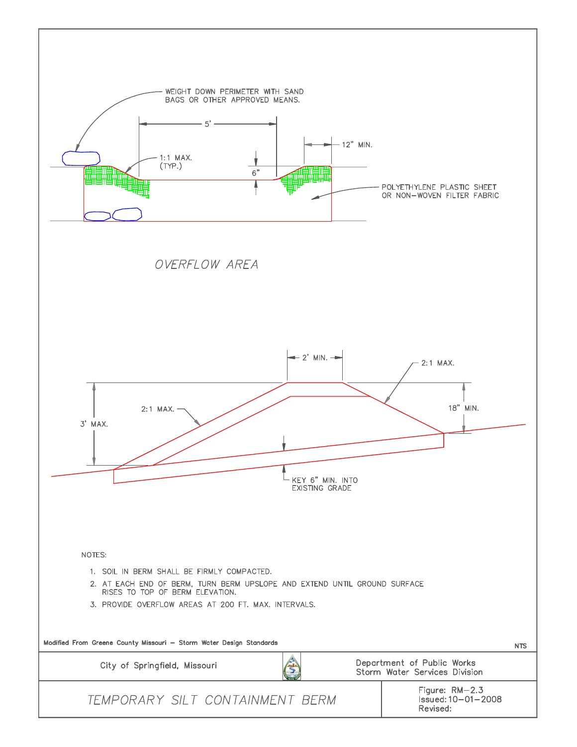WEIGHT DOWN PERIMETER WITH SAND BAGS OR OTHER APPROVED MEANS.

5'

12" MIN.

1:1 MAX. (TYP.)

6"

POLYETHYLENE PLASTIC SHEET OR NON-WOVEN FILTER FABRIC

*OVERFLOW AREA*

2' MIN.

2:1 MAX.

2:1 MAX.

18" MIN.

3' MAX.

KEY 6" MIN. INTO EXISTING GRADE

NOTES:

1. SOIL IN BERM SHALL BE FIRMLY COMPACTED.
2. AT EACH END OF BERM, TURN BERM UPSLOPE AND EXTEND UNTIL GROUND SURFACE RISES TO TOP OF BERM ELEVATION.
3. PROVIDE OVERFLOW AREAS AT 200 FT. MAX. INTERVALS.

**Modified From Greene County Missouri – Storm Water Design Standards**

NTS

City of Springfield, Missouri

Department of Public Works
Storm Water Services Division

*TEMPORARY SILT CONTAINMENT BERM*

Figure: RM–2.3
Issued: 10–01–2008
Revised: